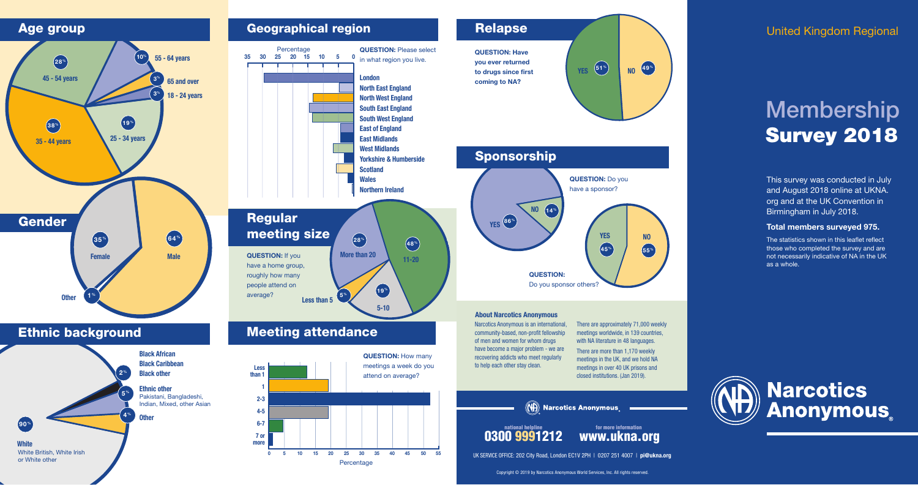United Kingdom Regional

# Membership Survey 2018

This survey was conducted in July and August 2018 online at UKNA.org and at the UK Convention in Birmingham in July 2018.

**Total members surveyed 975.**

The statistics shown in this leaflet reflect those who completed the survey and are not necessarily indicative of NA in the UK as a whole.

## Age group

- 18 - 24 years: 3%
- 25 - 34 years: 19%
- 35 - 44 years: 38%
- 45 - 54 years: 28%
- 55 - 64 years: 10%
- 65 and over: 3%

## Gender

- Male: 64%
- Female: 35%
- Other: 1%

## Ethnic background

- White (White British, White Irish or White other): 90%
- Black African, Black Caribbean, Black other: 2%
- Ethnic other (Pakistani, Bangladeshi, Indian, Mixed, other Asian): 5%
- Other: 4%

## Geographical region

**QUESTION:** Please select in what region you live.

Percentage

- London
- North East England
- North West England
- South East England
- South West England
- East of England
- East Midlands
- West Midlands
- Yorkshire & Humberside
- Scotland
- Wales
- Northern Ireland

## Regular meeting size

**QUESTION:** If you have a home group, roughly how many people attend on average?

- Less than 5: 5%
- 5-10: 19%
- 11-20: 48%
- More than 20: 28%

## Meeting attendance

**QUESTION:** How many meetings a week do you attend on average?

- Less than 1
- 1
- 2-3
- 4-5
- 6-7
- 7 or more

Percentage

## Relapse

**QUESTION: Have you ever returned to drugs since first coming to NA?**

- YES: 51%
- NO: 49%

## Sponsorship

**QUESTION:** Do you have a sponsor?

- YES: 86%
- NO: 14%

**QUESTION:** Do you sponsor others?

- YES: 45%
- NO: 55%

### About Narcotics Anonymous

Narcotics Anonymous is an international, community-based, non-profit fellowship of men and women for whom drugs have become a major problem - we are recovering addicts who meet regularly to help each other stay clean.

There are approximately 71,000 weekly meetings worldwide, in 139 countries, with NA literature in 48 languages.

There are more than 1,170 weekly meetings in the UK, and we hold NA meetings in over 40 UK prisons and closed institutions. (Jan 2019).

Narcotics Anonymous

national helpline **0300 9991212**

for more information **www.ukna.org**

UK SERVICE OFFICE: 202 City Road, London EC1V 2PH | 0207 251 4007 | **pi@ukna.org**

Copyright © 2019 by Narcotics Anonymous World Services, Inc. All rights reserved.

**Narcotics Anonymous®**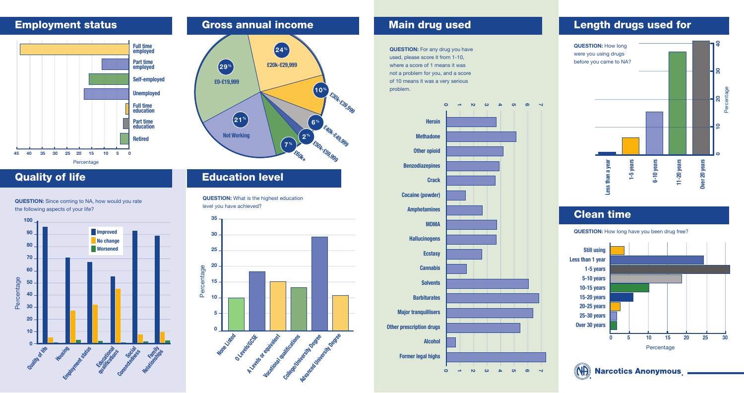## Employment status

Full time employed
Part time employed
Self-employed
Unemployed
Full time education
Part time education
Retired

45 40 35 30 25 20 15 10 5 0

Percentage

## Gross annual income

24% £20k-£29,999
10% £30k-£39,999
6% £40k-£49,999
2% £50k-£59,999
7% £60k+
21% Not Working
29% £0-£19,999

## Main drug used

**QUESTION:** For any drug you have used, please score it from 1-10, where a score of 1 means it was not a problem for you, and a score of 10 means it was a very serious problem.

0 1 2 3 4 5 6 7

Heroin
Methadone
Other opioid
Benzodiazepines
Crack
Cocaine (powder)
Amphetamines
MDMA
Hallucinogens
Ecstasy
Cannabis
Solvents
Barbiturates
Major tranquillisers
Other prescription drugs
Alcohol
Former legal highs

## Length drugs used for

**QUESTION:** How long were you using drugs before you came to NA?

0 10 20 30 40

Percentage

Less than a year
1-5 years
6-10 years
11-20 years
Over 20 years

## Quality of life

**QUESTION:** Since coming to NA, how would you rate the following aspects of your life?

Improved
No change
Worsened

0 10 20 30 40 50 60 70 80 90 100

Percentage

Quality of life
Housing
Employment status
Educational qualifications
Social Connectedness
Family Relationships

## Education level

**QUESTION:** What is the highest education level you have achieved?

0 5 10 15 20 25 30 35

Percentage

None Listed
O Levels/GCSE
A Levels or equivalent
Vocational qualifications
College/University Degree
Advanced University Degree

## Clean time

**QUESTION:** How long have you been drug free?

Still using
Less than 1 year
1-5 years
5-10 years
10-15 years
15-20 years
20-25 years
25-30 years
Over 30 years

0 5 10 15 20 25 30

Percentage

Narcotics Anonymous